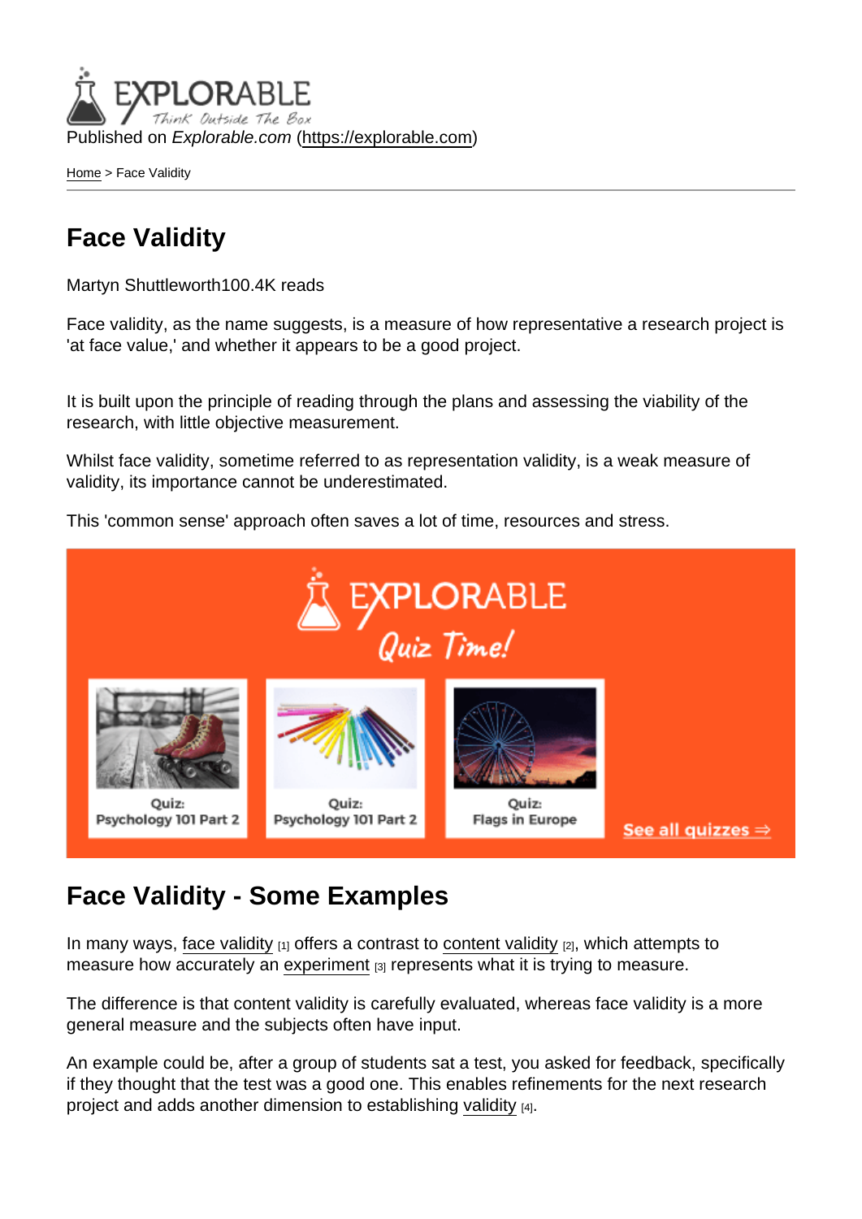Published on *Explorable.com* (https://explorable.com)

Home > Face Validity

# Face Validity

Martyn Shuttleworth100.4K reads

Face validity, as the name suggests, is a measure of how representative a research project is 'at face value,' and whether it appears to be a good project.

It is built upon the principle of reading through the plans and assessing the viability of the research, with little objective measurement.

Whilst face validity, sometime referred to as representation validity, is a weak measure of validity, its importance cannot be underestimated.

This 'common sense' approach often saves a lot of time, resources and stress.

## Face Validity - Some Examples

In many ways, face validity [1] offers a contrast to content validity [2], which attempts to measure how accurately an experiment [3] represents what it is trying to measure.

The difference is that content validity is carefully evaluated, whereas face validity is a more general measure and the subjects often have input.

An example could be, after a group of students sat a test, you asked for feedback, specifically if they thought that the test was a good one. This enables refinements for the next research project and adds another dimension to establishing validity [4].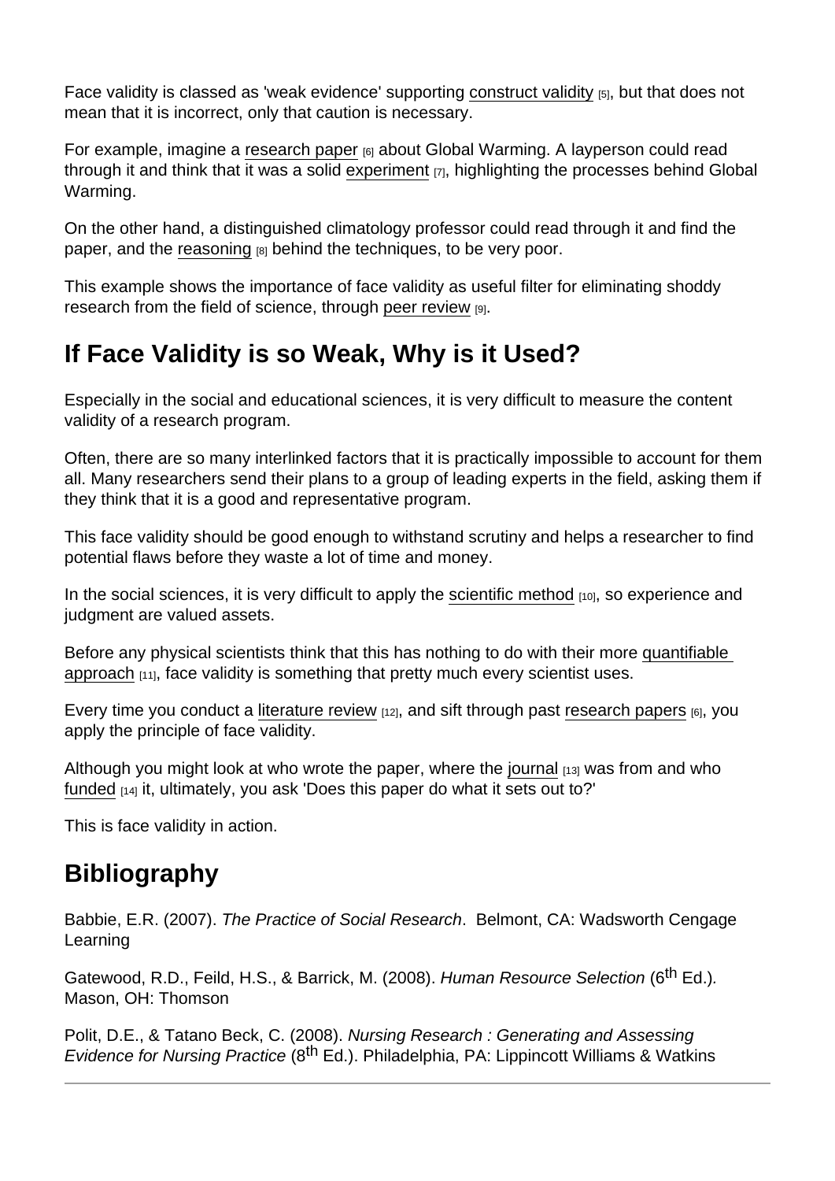Face validity is classed as 'weak evidence' supporting construct validity [5], but that does not mean that it is incorrect, only that caution is necessary.

For example, imagine a research paper [6] about Global Warming. A layperson could read through it and think that it was a solid experiment [7], highlighting the processes behind Global Warming.

On the other hand, a distinguished climatology professor could read through it and find the paper, and the reasoning [8] behind the techniques, to be very poor.

This example shows the importance of face validity as useful filter for eliminating shoddy research from the field of science, through peer review [9].

## If Face Validity is so Weak, Why is it Used?

Especially in the social and educational sciences, it is very difficult to measure the content validity of a research program.

Often, there are so many interlinked factors that it is practically impossible to account for them all. Many researchers send their plans to a group of leading experts in the field, asking them if they think that it is a good and representative program.

This face validity should be good enough to withstand scrutiny and helps a researcher to find potential flaws before they waste a lot of time and money.

In the social sciences, it is very difficult to apply the scientific method [10], so experience and judgment are valued assets.

Before any physical scientists think that this has nothing to do with their more quantifiable approach [11], face validity is something that pretty much every scientist uses.

Every time you conduct a literature review [12], and sift through past research papers [6], you apply the principle of face validity.

Although you might look at who wrote the paper, where the journal [13] was from and who funded [14] it, ultimately, you ask 'Does this paper do what it sets out to?'

This is face validity in action.

## Bibliography

Babbie, E.R. (2007). *The Practice of Social Research*. Belmont, CA: Wadsworth Cengage Learning

Gatewood, R.D., Feild, H.S., & Barrick, M. (2008). *Human Resource Selection* (6th Ed.). Mason, OH: Thomson

Polit, D.E., & Tatano Beck, C. (2008). *Nursing Research : Generating and Assessing Evidence for Nursing Practice* (8th Ed.). Philadelphia, PA: Lippincott Williams & Watkins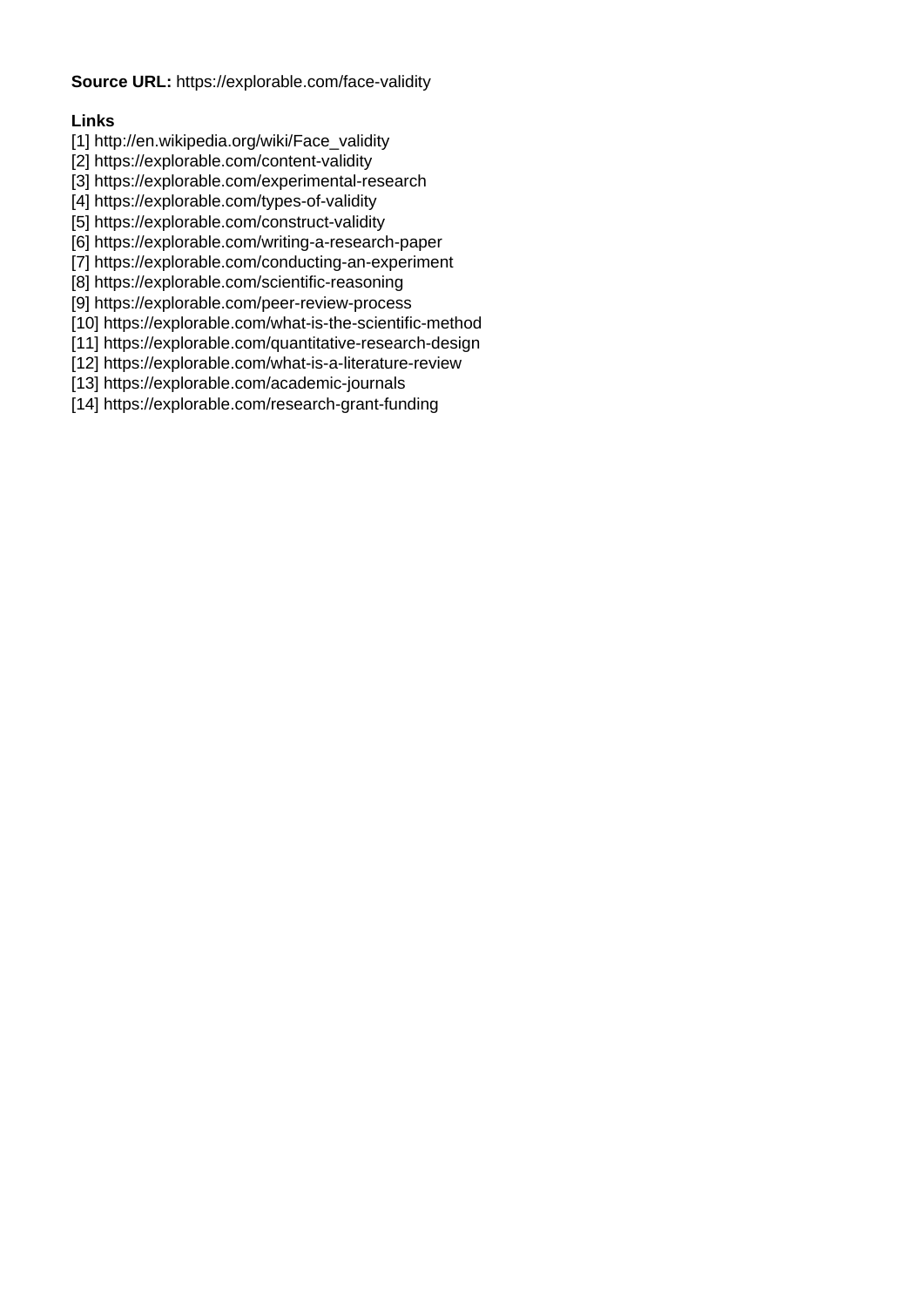**Source URL:** https://explorable.com/face-validity

**Links**

[1] http://en.wikipedia.org/wiki/Face_validity
[2] https://explorable.com/content-validity
[3] https://explorable.com/experimental-research
[4] https://explorable.com/types-of-validity
[5] https://explorable.com/construct-validity
[6] https://explorable.com/writing-a-research-paper
[7] https://explorable.com/conducting-an-experiment
[8] https://explorable.com/scientific-reasoning
[9] https://explorable.com/peer-review-process
[10] https://explorable.com/what-is-the-scientific-method
[11] https://explorable.com/quantitative-research-design
[12] https://explorable.com/what-is-a-literature-review
[13] https://explorable.com/academic-journals
[14] https://explorable.com/research-grant-funding